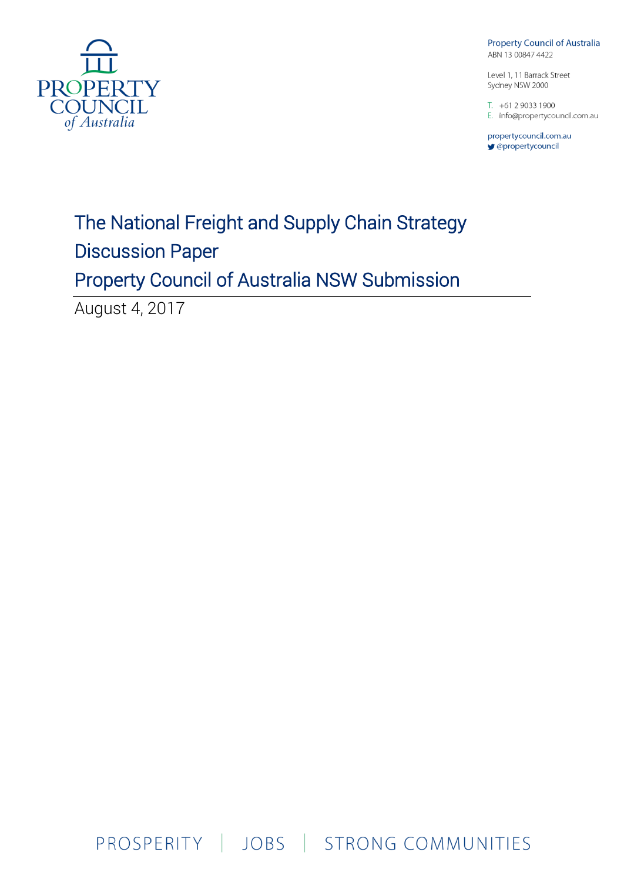PROPERTY COUNCIL of Australia

Property Council of Australia
ABN 13 00847 4422

Level 1, 11 Barrack Street
Sydney NSW 2000

T. +61 2 9033 1900
E. info@propertycouncil.com.au

propertycouncil.com.au
@propertycouncil

# The National Freight and Supply Chain Strategy Discussion Paper
# Property Council of Australia NSW Submission

August 4, 2017

PROSPERITY | JOBS | STRONG COMMUNITIES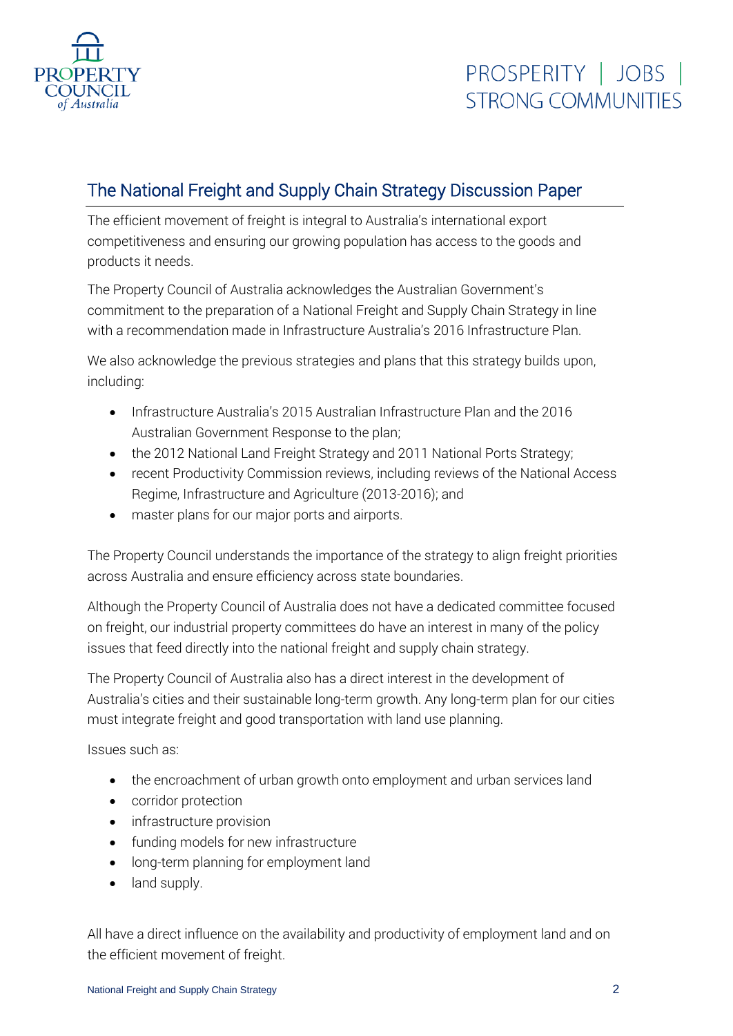## The National Freight and Supply Chain Strategy Discussion Paper

The efficient movement of freight is integral to Australia's international export competitiveness and ensuring our growing population has access to the goods and products it needs.

The Property Council of Australia acknowledges the Australian Government's commitment to the preparation of a National Freight and Supply Chain Strategy in line with a recommendation made in Infrastructure Australia's 2016 Infrastructure Plan.

We also acknowledge the previous strategies and plans that this strategy builds upon, including:

- Infrastructure Australia's 2015 Australian Infrastructure Plan and the 2016 Australian Government Response to the plan;
- the 2012 National Land Freight Strategy and 2011 National Ports Strategy;
- recent Productivity Commission reviews, including reviews of the National Access Regime, Infrastructure and Agriculture (2013-2016); and
- master plans for our major ports and airports.

The Property Council understands the importance of the strategy to align freight priorities across Australia and ensure efficiency across state boundaries.

Although the Property Council of Australia does not have a dedicated committee focused on freight, our industrial property committees do have an interest in many of the policy issues that feed directly into the national freight and supply chain strategy.

The Property Council of Australia also has a direct interest in the development of Australia's cities and their sustainable long-term growth. Any long-term plan for our cities must integrate freight and good transportation with land use planning.

Issues such as:

- the encroachment of urban growth onto employment and urban services land
- corridor protection
- infrastructure provision
- funding models for new infrastructure
- long-term planning for employment land
- land supply.

All have a direct influence on the availability and productivity of employment land and on the efficient movement of freight.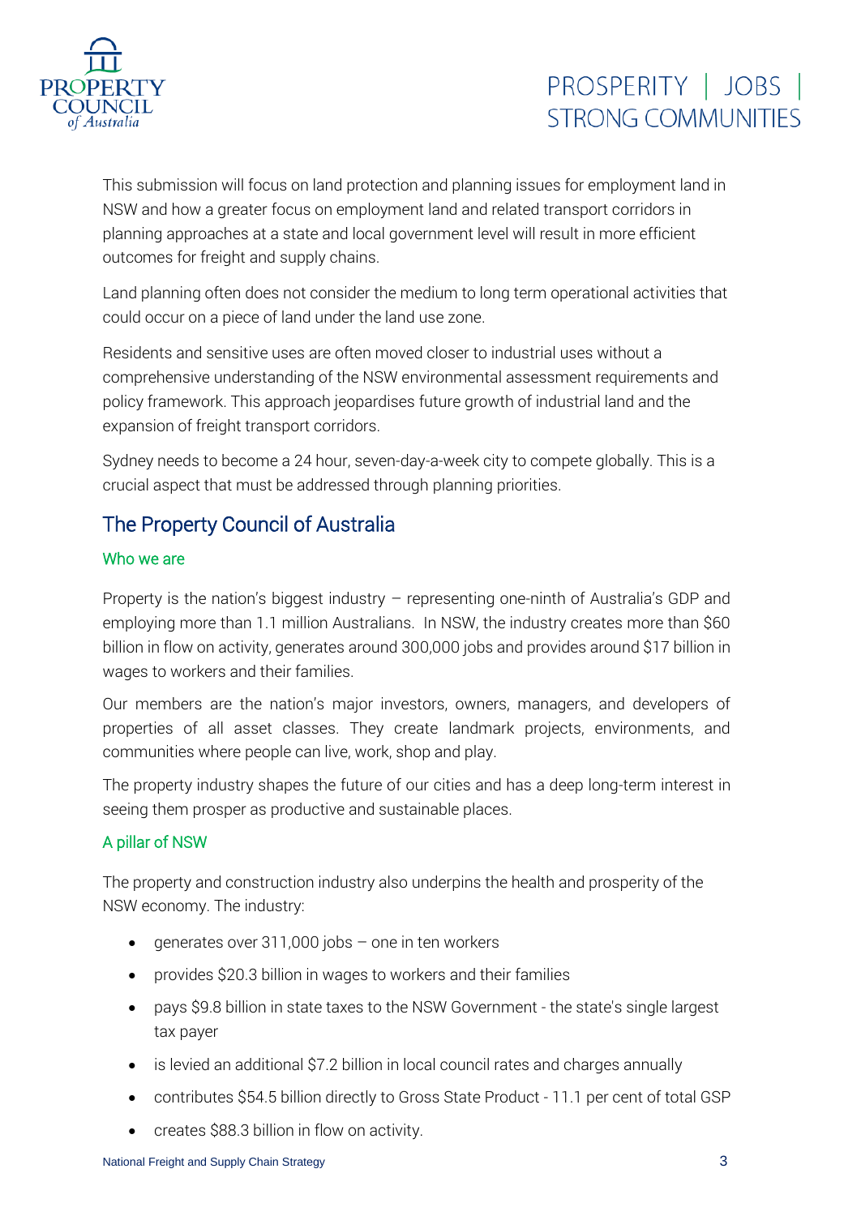This submission will focus on land protection and planning issues for employment land in NSW and how a greater focus on employment land and related transport corridors in planning approaches at a state and local government level will result in more efficient outcomes for freight and supply chains.

Land planning often does not consider the medium to long term operational activities that could occur on a piece of land under the land use zone.

Residents and sensitive uses are often moved closer to industrial uses without a comprehensive understanding of the NSW environmental assessment requirements and policy framework. This approach jeopardises future growth of industrial land and the expansion of freight transport corridors.

Sydney needs to become a 24 hour, seven-day-a-week city to compete globally. This is a crucial aspect that must be addressed through planning priorities.

## The Property Council of Australia

### Who we are

Property is the nation's biggest industry – representing one-ninth of Australia's GDP and employing more than 1.1 million Australians. In NSW, the industry creates more than $60 billion in flow on activity, generates around 300,000 jobs and provides around $17 billion in wages to workers and their families.

Our members are the nation's major investors, owners, managers, and developers of properties of all asset classes. They create landmark projects, environments, and communities where people can live, work, shop and play.

The property industry shapes the future of our cities and has a deep long-term interest in seeing them prosper as productive and sustainable places.

### A pillar of NSW

The property and construction industry also underpins the health and prosperity of the NSW economy. The industry:

- generates over 311,000 jobs – one in ten workers
- provides $20.3 billion in wages to workers and their families
- pays $9.8 billion in state taxes to the NSW Government - the state's single largest tax payer
- is levied an additional $7.2 billion in local council rates and charges annually
- contributes $54.5 billion directly to Gross State Product - 11.1 per cent of total GSP
- creates $88.3 billion in flow on activity.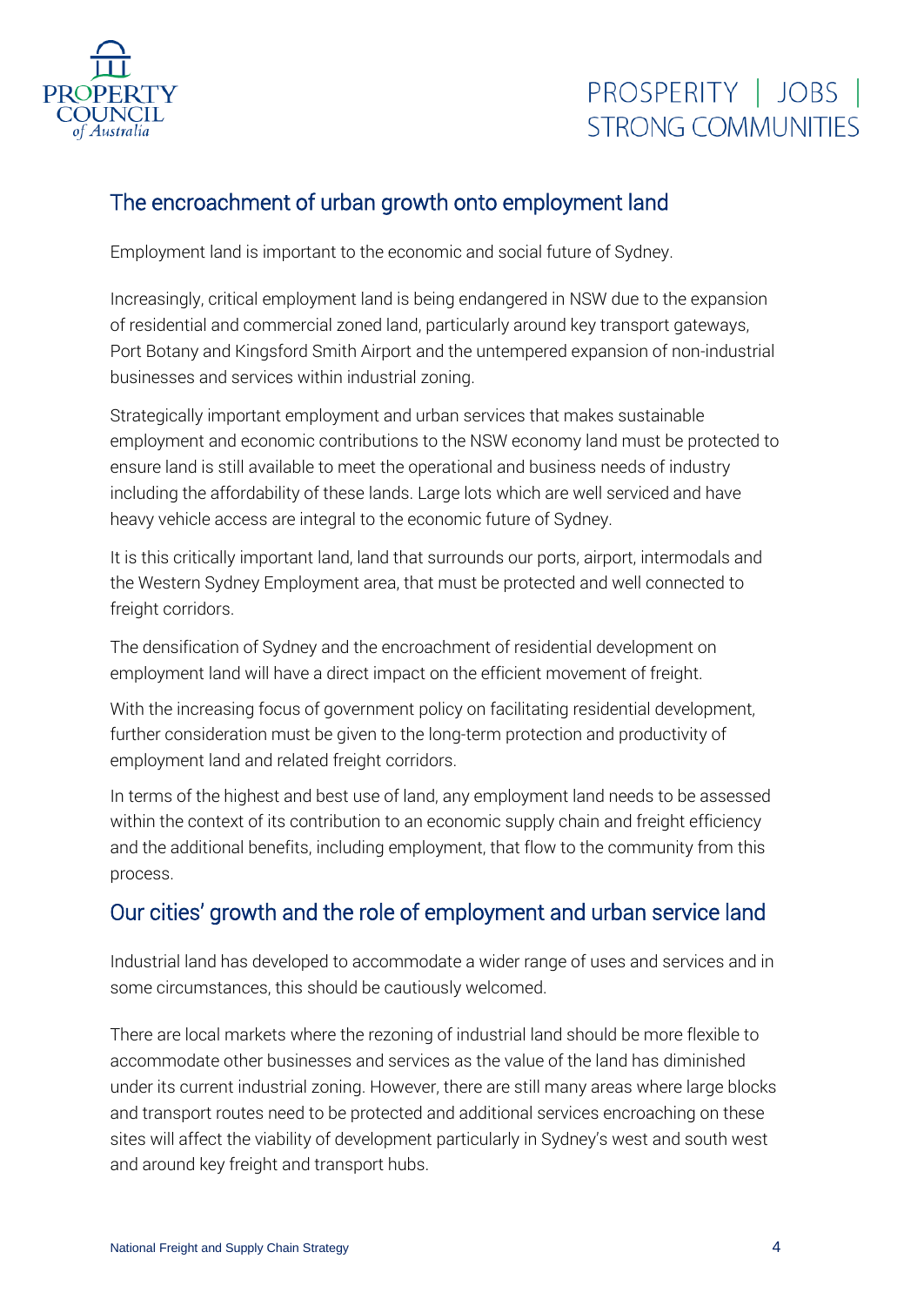## The encroachment of urban growth onto employment land

Employment land is important to the economic and social future of Sydney.

Increasingly, critical employment land is being endangered in NSW due to the expansion of residential and commercial zoned land, particularly around key transport gateways, Port Botany and Kingsford Smith Airport and the untempered expansion of non-industrial businesses and services within industrial zoning.

Strategically important employment and urban services that makes sustainable employment and economic contributions to the NSW economy land must be protected to ensure land is still available to meet the operational and business needs of industry including the affordability of these lands. Large lots which are well serviced and have heavy vehicle access are integral to the economic future of Sydney.

It is this critically important land, land that surrounds our ports, airport, intermodals and the Western Sydney Employment area, that must be protected and well connected to freight corridors.

The densification of Sydney and the encroachment of residential development on employment land will have a direct impact on the efficient movement of freight.

With the increasing focus of government policy on facilitating residential development, further consideration must be given to the long-term protection and productivity of employment land and related freight corridors.

In terms of the highest and best use of land, any employment land needs to be assessed within the context of its contribution to an economic supply chain and freight efficiency and the additional benefits, including employment, that flow to the community from this process.

## Our cities' growth and the role of employment and urban service land

Industrial land has developed to accommodate a wider range of uses and services and in some circumstances, this should be cautiously welcomed.

There are local markets where the rezoning of industrial land should be more flexible to accommodate other businesses and services as the value of the land has diminished under its current industrial zoning. However, there are still many areas where large blocks and transport routes need to be protected and additional services encroaching on these sites will affect the viability of development particularly in Sydney's west and south west and around key freight and transport hubs.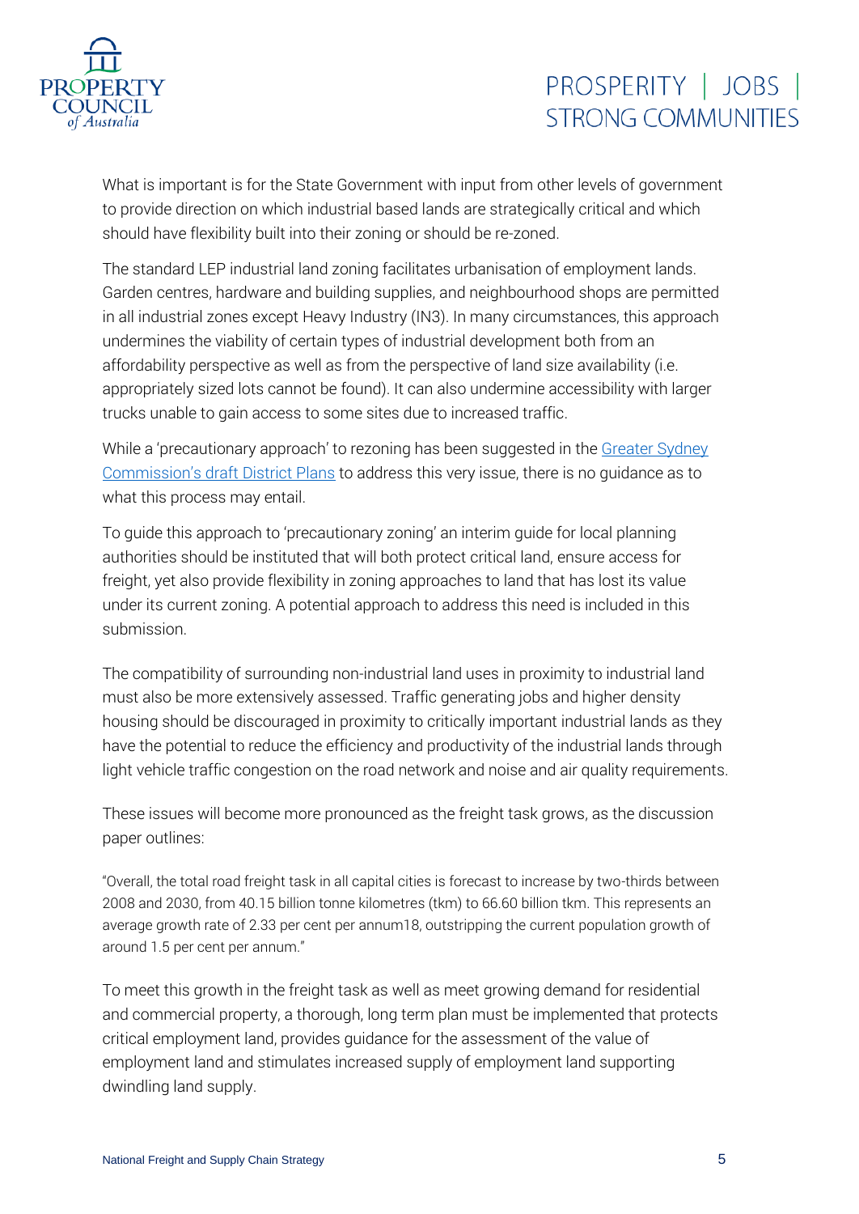What is important is for the State Government with input from other levels of government to provide direction on which industrial based lands are strategically critical and which should have flexibility built into their zoning or should be re-zoned.

The standard LEP industrial land zoning facilitates urbanisation of employment lands. Garden centres, hardware and building supplies, and neighbourhood shops are permitted in all industrial zones except Heavy Industry (IN3). In many circumstances, this approach undermines the viability of certain types of industrial development both from an affordability perspective as well as from the perspective of land size availability (i.e. appropriately sized lots cannot be found). It can also undermine accessibility with larger trucks unable to gain access to some sites due to increased traffic.

While a 'precautionary approach' to rezoning has been suggested in the Greater Sydney Commission's draft District Plans to address this very issue, there is no guidance as to what this process may entail.

To guide this approach to 'precautionary zoning' an interim guide for local planning authorities should be instituted that will both protect critical land, ensure access for freight, yet also provide flexibility in zoning approaches to land that has lost its value under its current zoning. A potential approach to address this need is included in this submission.

The compatibility of surrounding non-industrial land uses in proximity to industrial land must also be more extensively assessed. Traffic generating jobs and higher density housing should be discouraged in proximity to critically important industrial lands as they have the potential to reduce the efficiency and productivity of the industrial lands through light vehicle traffic congestion on the road network and noise and air quality requirements.

These issues will become more pronounced as the freight task grows, as the discussion paper outlines:

> "Overall, the total road freight task in all capital cities is forecast to increase by two-thirds between 2008 and 2030, from 40.15 billion tonne kilometres (tkm) to 66.60 billion tkm. This represents an average growth rate of 2.33 per cent per annum18, outstripping the current population growth of around 1.5 per cent per annum."

To meet this growth in the freight task as well as meet growing demand for residential and commercial property, a thorough, long term plan must be implemented that protects critical employment land, provides guidance for the assessment of the value of employment land and stimulates increased supply of employment land supporting dwindling land supply.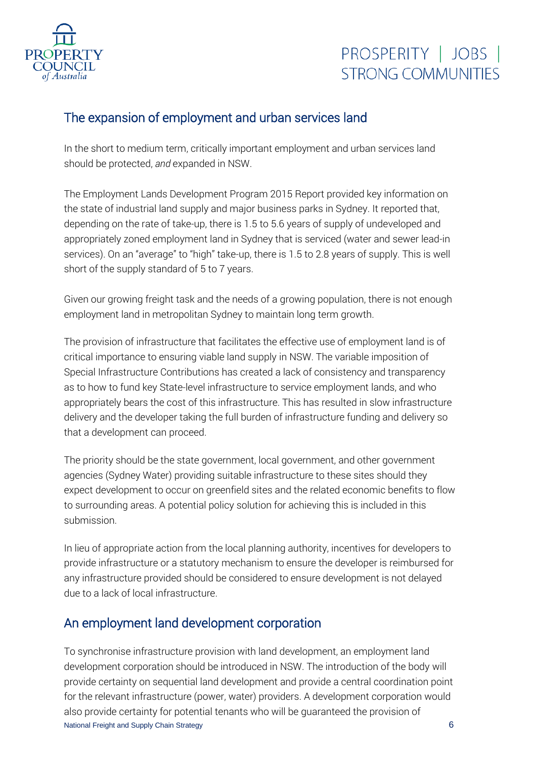## The expansion of employment and urban services land

In the short to medium term, critically important employment and urban services land should be protected, *and* expanded in NSW.

The Employment Lands Development Program 2015 Report provided key information on the state of industrial land supply and major business parks in Sydney. It reported that, depending on the rate of take-up, there is 1.5 to 5.6 years of supply of undeveloped and appropriately zoned employment land in Sydney that is serviced (water and sewer lead-in services). On an "average" to "high" take-up, there is 1.5 to 2.8 years of supply. This is well short of the supply standard of 5 to 7 years.

Given our growing freight task and the needs of a growing population, there is not enough employment land in metropolitan Sydney to maintain long term growth.

The provision of infrastructure that facilitates the effective use of employment land is of critical importance to ensuring viable land supply in NSW. The variable imposition of Special Infrastructure Contributions has created a lack of consistency and transparency as to how to fund key State-level infrastructure to service employment lands, and who appropriately bears the cost of this infrastructure. This has resulted in slow infrastructure delivery and the developer taking the full burden of infrastructure funding and delivery so that a development can proceed.

The priority should be the state government, local government, and other government agencies (Sydney Water) providing suitable infrastructure to these sites should they expect development to occur on greenfield sites and the related economic benefits to flow to surrounding areas. A potential policy solution for achieving this is included in this submission.

In lieu of appropriate action from the local planning authority, incentives for developers to provide infrastructure or a statutory mechanism to ensure the developer is reimbursed for any infrastructure provided should be considered to ensure development is not delayed due to a lack of local infrastructure.

## An employment land development corporation

To synchronise infrastructure provision with land development, an employment land development corporation should be introduced in NSW. The introduction of the body will provide certainty on sequential land development and provide a central coordination point for the relevant infrastructure (power, water) providers. A development corporation would also provide certainty for potential tenants who will be guaranteed the provision of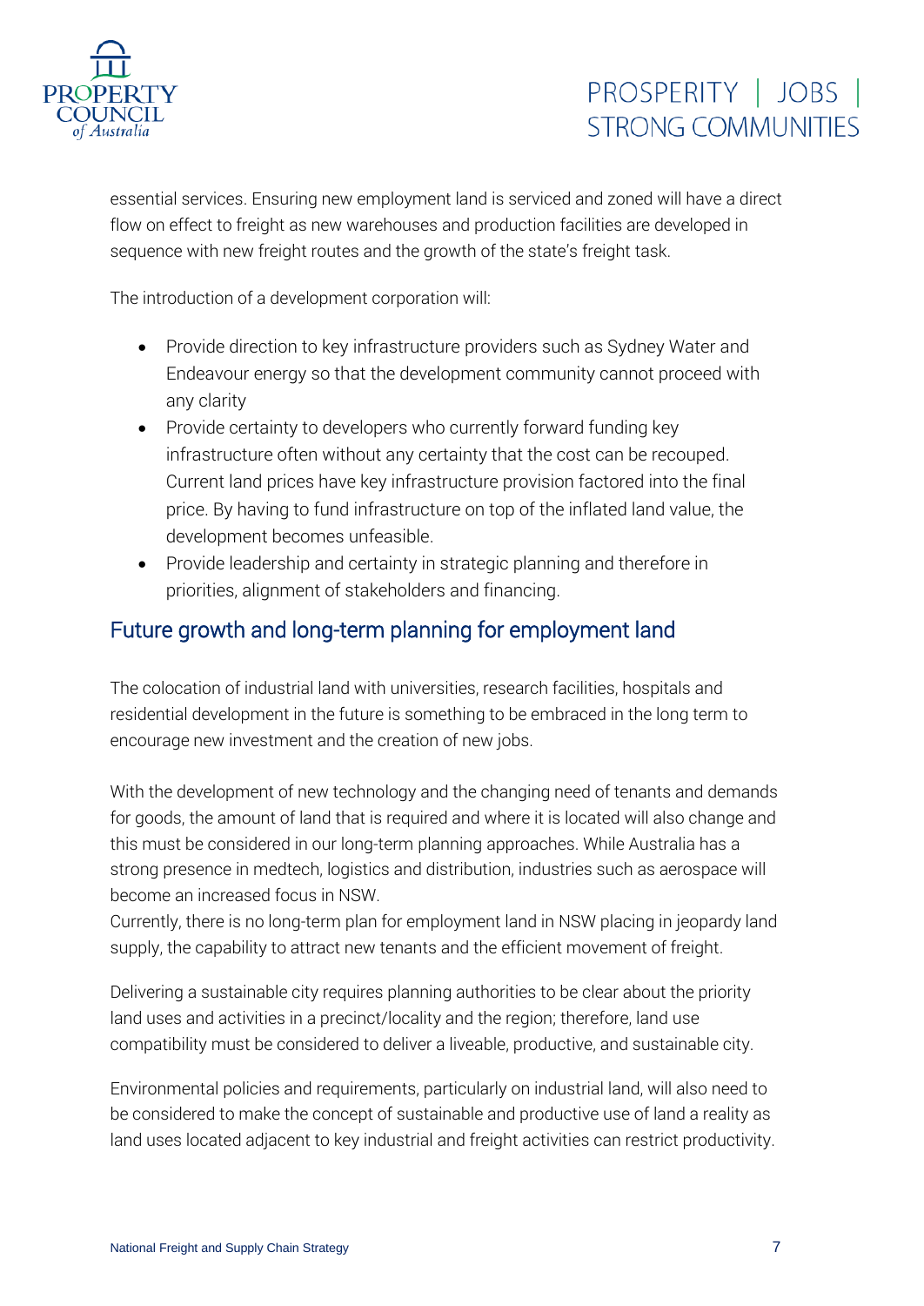essential services. Ensuring new employment land is serviced and zoned will have a direct flow on effect to freight as new warehouses and production facilities are developed in sequence with new freight routes and the growth of the state's freight task.

The introduction of a development corporation will:

- Provide direction to key infrastructure providers such as Sydney Water and Endeavour energy so that the development community cannot proceed with any clarity
- Provide certainty to developers who currently forward funding key infrastructure often without any certainty that the cost can be recouped. Current land prices have key infrastructure provision factored into the final price. By having to fund infrastructure on top of the inflated land value, the development becomes unfeasible.
- Provide leadership and certainty in strategic planning and therefore in priorities, alignment of stakeholders and financing.

## Future growth and long-term planning for employment land

The colocation of industrial land with universities, research facilities, hospitals and residential development in the future is something to be embraced in the long term to encourage new investment and the creation of new jobs.

With the development of new technology and the changing need of tenants and demands for goods, the amount of land that is required and where it is located will also change and this must be considered in our long-term planning approaches. While Australia has a strong presence in medtech, logistics and distribution, industries such as aerospace will become an increased focus in NSW.
Currently, there is no long-term plan for employment land in NSW placing in jeopardy land supply, the capability to attract new tenants and the efficient movement of freight.

Delivering a sustainable city requires planning authorities to be clear about the priority land uses and activities in a precinct/locality and the region; therefore, land use compatibility must be considered to deliver a liveable, productive, and sustainable city.

Environmental policies and requirements, particularly on industrial land, will also need to be considered to make the concept of sustainable and productive use of land a reality as land uses located adjacent to key industrial and freight activities can restrict productivity.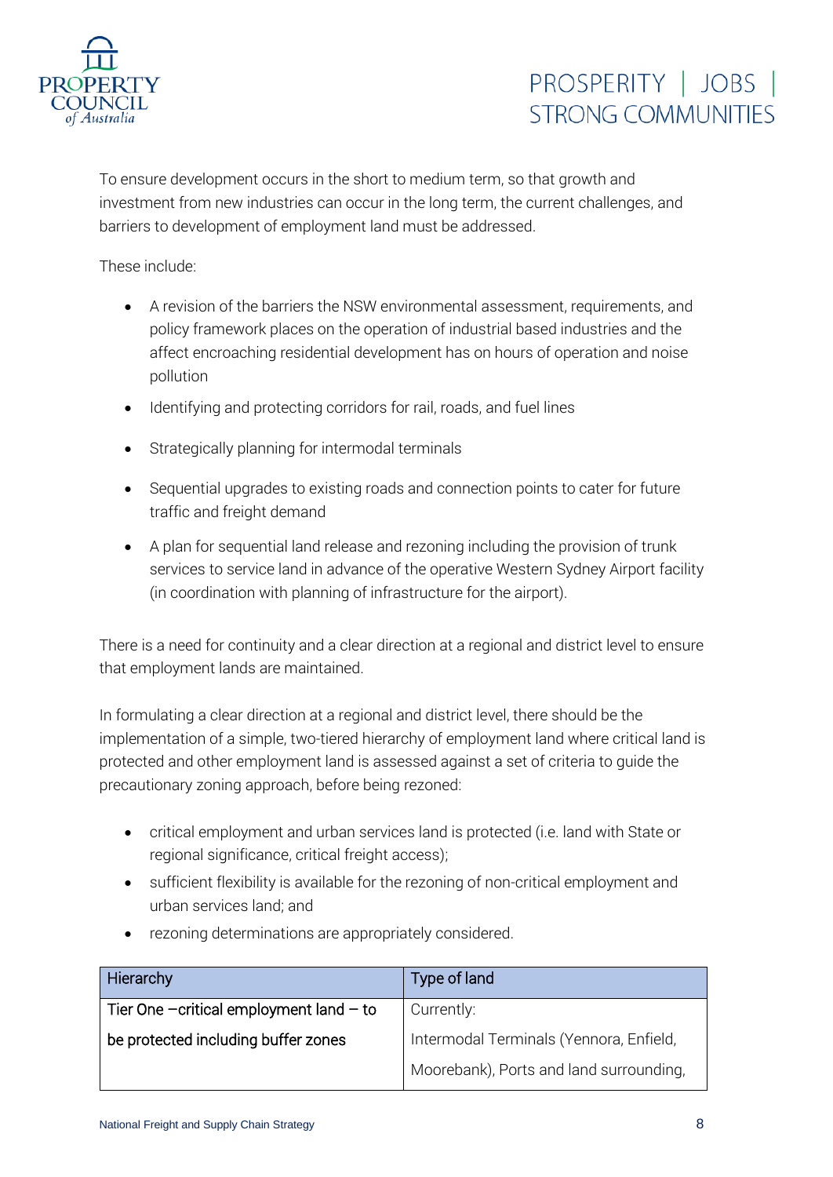To ensure development occurs in the short to medium term, so that growth and investment from new industries can occur in the long term, the current challenges, and barriers to development of employment land must be addressed.

These include:

- A revision of the barriers the NSW environmental assessment, requirements, and policy framework places on the operation of industrial based industries and the affect encroaching residential development has on hours of operation and noise pollution
- Identifying and protecting corridors for rail, roads, and fuel lines
- Strategically planning for intermodal terminals
- Sequential upgrades to existing roads and connection points to cater for future traffic and freight demand
- A plan for sequential land release and rezoning including the provision of trunk services to service land in advance of the operative Western Sydney Airport facility (in coordination with planning of infrastructure for the airport).

There is a need for continuity and a clear direction at a regional and district level to ensure that employment lands are maintained.

In formulating a clear direction at a regional and district level, there should be the implementation of a simple, two-tiered hierarchy of employment land where critical land is protected and other employment land is assessed against a set of criteria to guide the precautionary zoning approach, before being rezoned:

- critical employment and urban services land is protected (i.e. land with State or regional significance, critical freight access);
- sufficient flexibility is available for the rezoning of non-critical employment and urban services land; and
- rezoning determinations are appropriately considered.

| Hierarchy | Type of land |
|---|---|
| Tier One –critical employment land – to be protected including buffer zones | Currently: Intermodal Terminals (Yennora, Enfield, Moorebank), Ports and land surrounding, |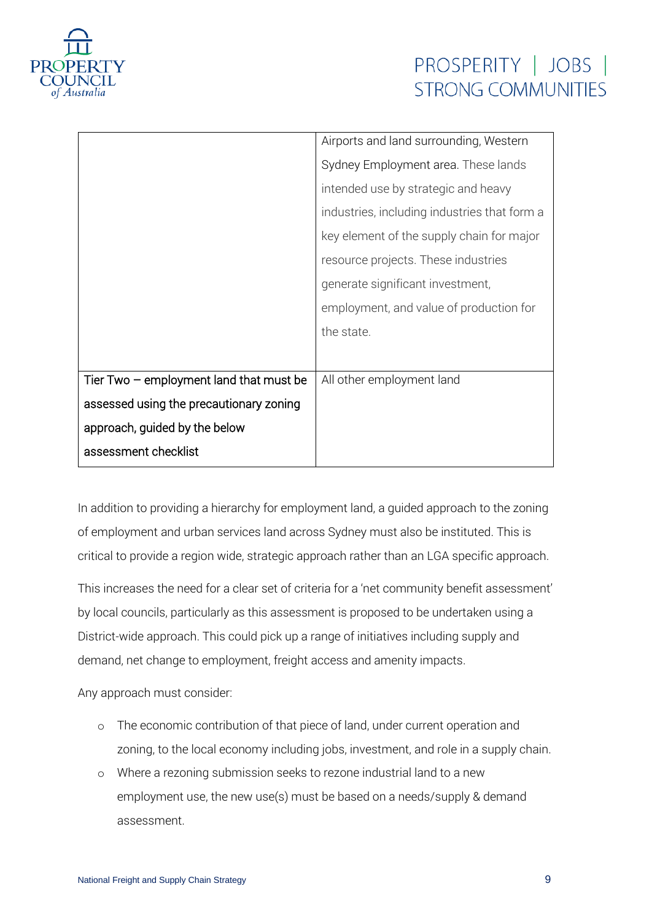| | |
|---|---|
| | Airports and land surrounding, Western Sydney Employment area. These lands intended use by strategic and heavy industries, including industries that form a key element of the supply chain for major resource projects. These industries generate significant investment, employment, and value of production for the state. |
| Tier Two – employment land that must be assessed using the precautionary zoning approach, guided by the below assessment checklist | All other employment land |

In addition to providing a hierarchy for employment land, a guided approach to the zoning of employment and urban services land across Sydney must also be instituted. This is critical to provide a region wide, strategic approach rather than an LGA specific approach.

This increases the need for a clear set of criteria for a 'net community benefit assessment' by local councils, particularly as this assessment is proposed to be undertaken using a District-wide approach. This could pick up a range of initiatives including supply and demand, net change to employment, freight access and amenity impacts.

Any approach must consider:

- The economic contribution of that piece of land, under current operation and zoning, to the local economy including jobs, investment, and role in a supply chain.
- Where a rezoning submission seeks to rezone industrial land to a new employment use, the new use(s) must be based on a needs/supply & demand assessment.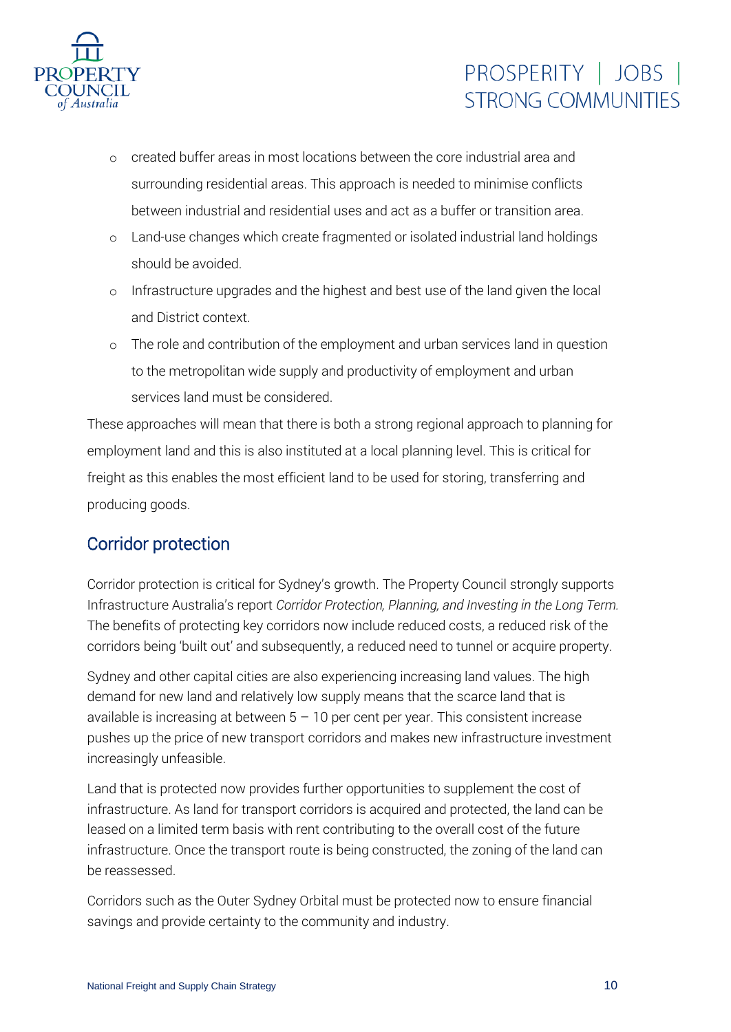- created buffer areas in most locations between the core industrial area and surrounding residential areas. This approach is needed to minimise conflicts between industrial and residential uses and act as a buffer or transition area.
- Land-use changes which create fragmented or isolated industrial land holdings should be avoided.
- Infrastructure upgrades and the highest and best use of the land given the local and District context.
- The role and contribution of the employment and urban services land in question to the metropolitan wide supply and productivity of employment and urban services land must be considered.

These approaches will mean that there is both a strong regional approach to planning for employment land and this is also instituted at a local planning level. This is critical for freight as this enables the most efficient land to be used for storing, transferring and producing goods.

## Corridor protection

Corridor protection is critical for Sydney's growth. The Property Council strongly supports Infrastructure Australia's report *Corridor Protection, Planning, and Investing in the Long Term.* The benefits of protecting key corridors now include reduced costs, a reduced risk of the corridors being 'built out' and subsequently, a reduced need to tunnel or acquire property.

Sydney and other capital cities are also experiencing increasing land values. The high demand for new land and relatively low supply means that the scarce land that is available is increasing at between 5 – 10 per cent per year. This consistent increase pushes up the price of new transport corridors and makes new infrastructure investment increasingly unfeasible.

Land that is protected now provides further opportunities to supplement the cost of infrastructure. As land for transport corridors is acquired and protected, the land can be leased on a limited term basis with rent contributing to the overall cost of the future infrastructure. Once the transport route is being constructed, the zoning of the land can be reassessed.

Corridors such as the Outer Sydney Orbital must be protected now to ensure financial savings and provide certainty to the community and industry.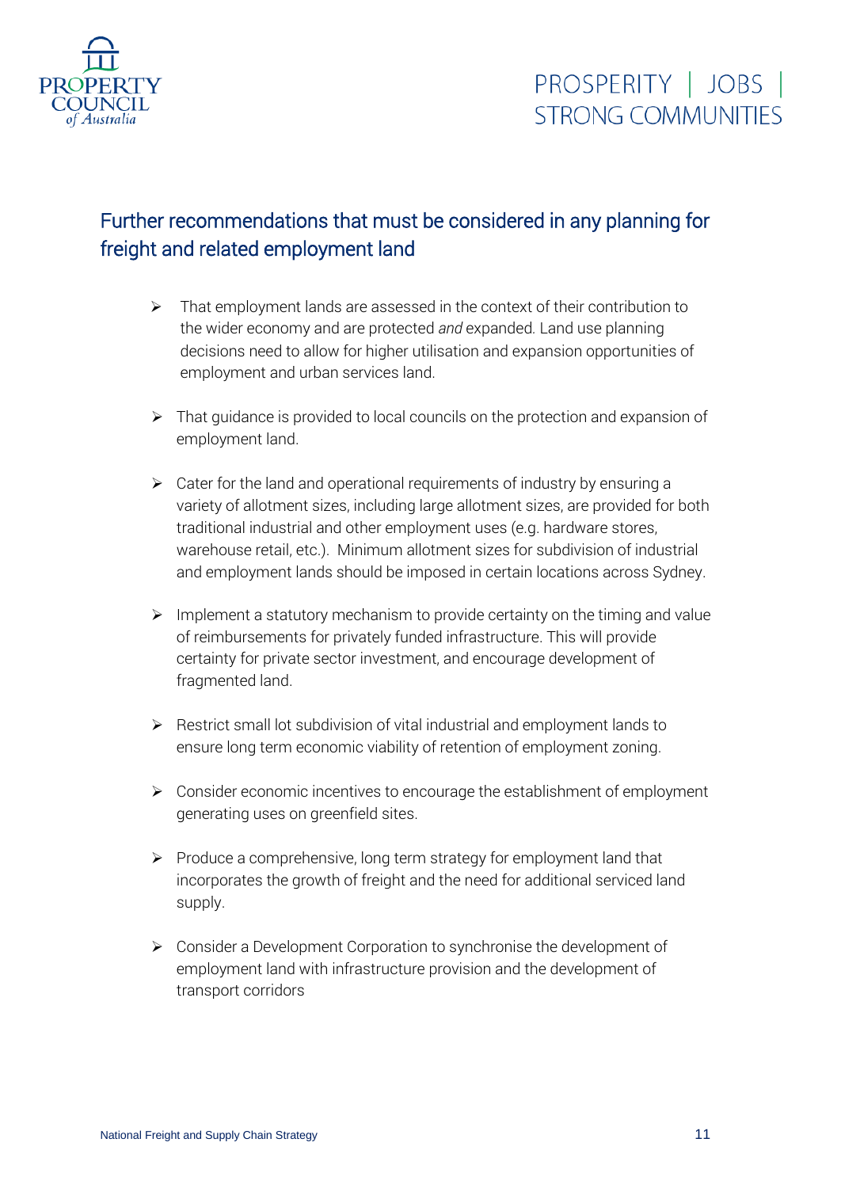## Further recommendations that must be considered in any planning for freight and related employment land

- That employment lands are assessed in the context of their contribution to the wider economy and are protected *and* expanded. Land use planning decisions need to allow for higher utilisation and expansion opportunities of employment and urban services land.
- That guidance is provided to local councils on the protection and expansion of employment land.
- Cater for the land and operational requirements of industry by ensuring a variety of allotment sizes, including large allotment sizes, are provided for both traditional industrial and other employment uses (e.g. hardware stores, warehouse retail, etc.). Minimum allotment sizes for subdivision of industrial and employment lands should be imposed in certain locations across Sydney.
- Implement a statutory mechanism to provide certainty on the timing and value of reimbursements for privately funded infrastructure. This will provide certainty for private sector investment, and encourage development of fragmented land.
- Restrict small lot subdivision of vital industrial and employment lands to ensure long term economic viability of retention of employment zoning.
- Consider economic incentives to encourage the establishment of employment generating uses on greenfield sites.
- Produce a comprehensive, long term strategy for employment land that incorporates the growth of freight and the need for additional serviced land supply.
- Consider a Development Corporation to synchronise the development of employment land with infrastructure provision and the development of transport corridors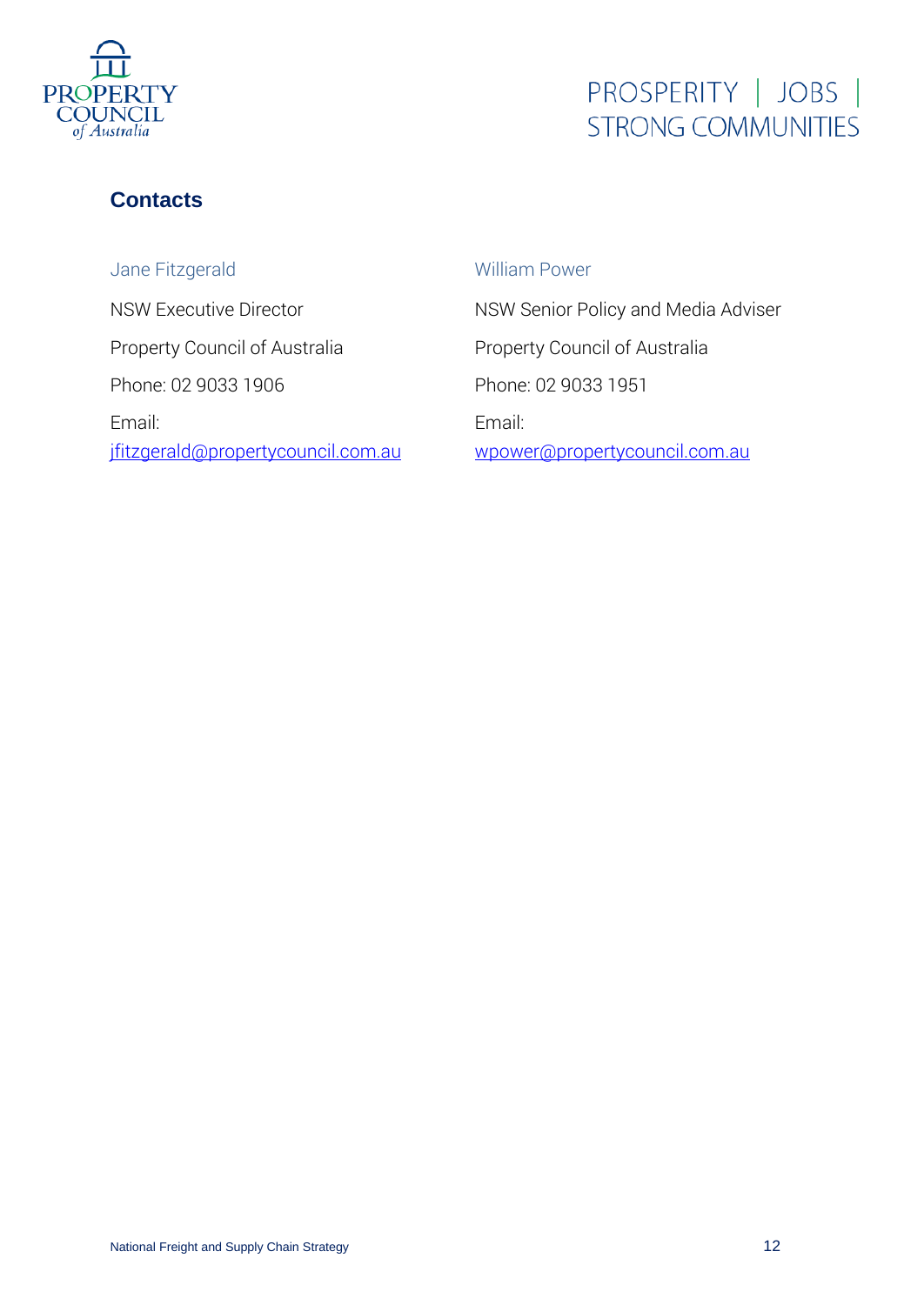## Contacts

Jane Fitzgerald

NSW Executive Director

Property Council of Australia

Phone: 02 9033 1906

Email: jfitzgerald@propertycouncil.com.au

William Power

NSW Senior Policy and Media Adviser

Property Council of Australia

Phone: 02 9033 1951

Email: wpower@propertycouncil.com.au